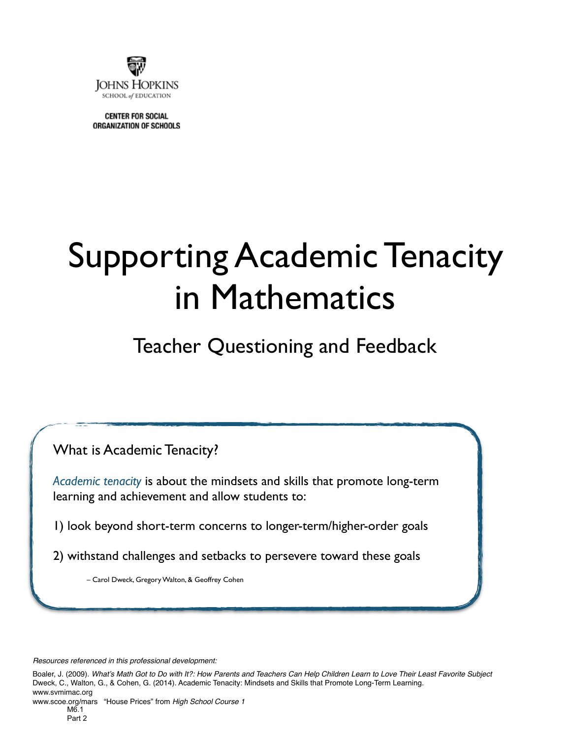JOHNS HOPKINS
SCHOOL *of* EDUCATION

CENTER FOR SOCIAL
ORGANIZATION OF SCHOOLS

# Supporting Academic Tenacity in Mathematics

## Teacher Questioning and Feedback

What is Academic Tenacity?

*Academic tenacity* is about the mindsets and skills that promote long-term learning and achievement and allow students to:

1) look beyond short-term concerns to longer-term/higher-order goals

2) withstand challenges and setbacks to persevere toward these goals

– Carol Dweck, Gregory Walton, & Geoffrey Cohen

*Resources referenced in this professional development:*

Boaler, J. (2009). *What's Math Got to Do with It?: How Parents and Teachers Can Help Children Learn to Love Their Least Favorite Subject*
Dweck, C., Walton, G., & Cohen, G. (2014). Academic Tenacity: Mindsets and Skills that Promote Long-Term Learning.
www.svmimac.org
www.scoe.org/mars "House Prices" from *High School Course 1*

M6.1
Part 2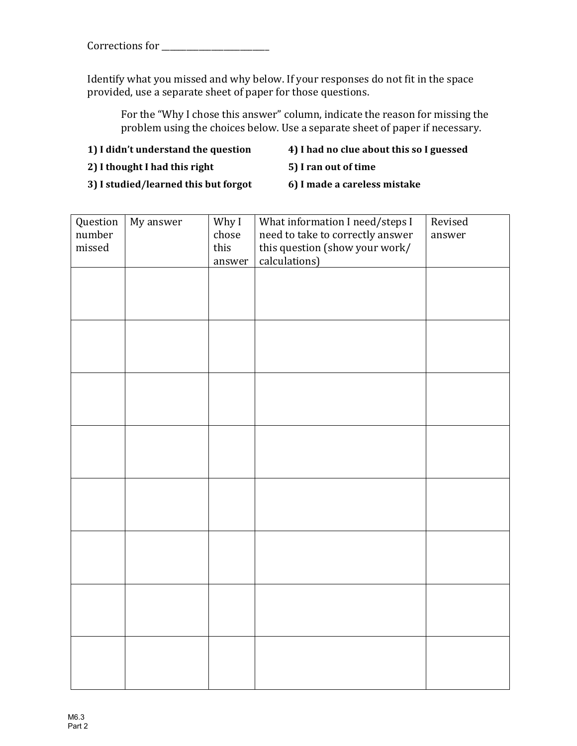Corrections for ___________________________

Identify what you missed and why below. If your responses do not fit in the space provided, use a separate sheet of paper for those questions.

For the "Why I chose this answer" column, indicate the reason for missing the problem using the choices below. Use a separate sheet of paper if necessary.

**1) I didn't understand the question**

**2) I thought I had this right**

**3) I studied/learned this but forgot**

**4) I had no clue about this so I guessed**

**5) I ran out of time**

**6) I made a careless mistake**

| Question number missed | My answer | Why I chose this answer | What information I need/steps I need to take to correctly answer this question (show your work/ calculations) | Revised answer |
|---|---|---|---|---|
| | | | | |
| | | | | |
| | | | | |
| | | | | |
| | | | | |
| | | | | |
| | | | | |
| | | | | |

M6.3
Part 2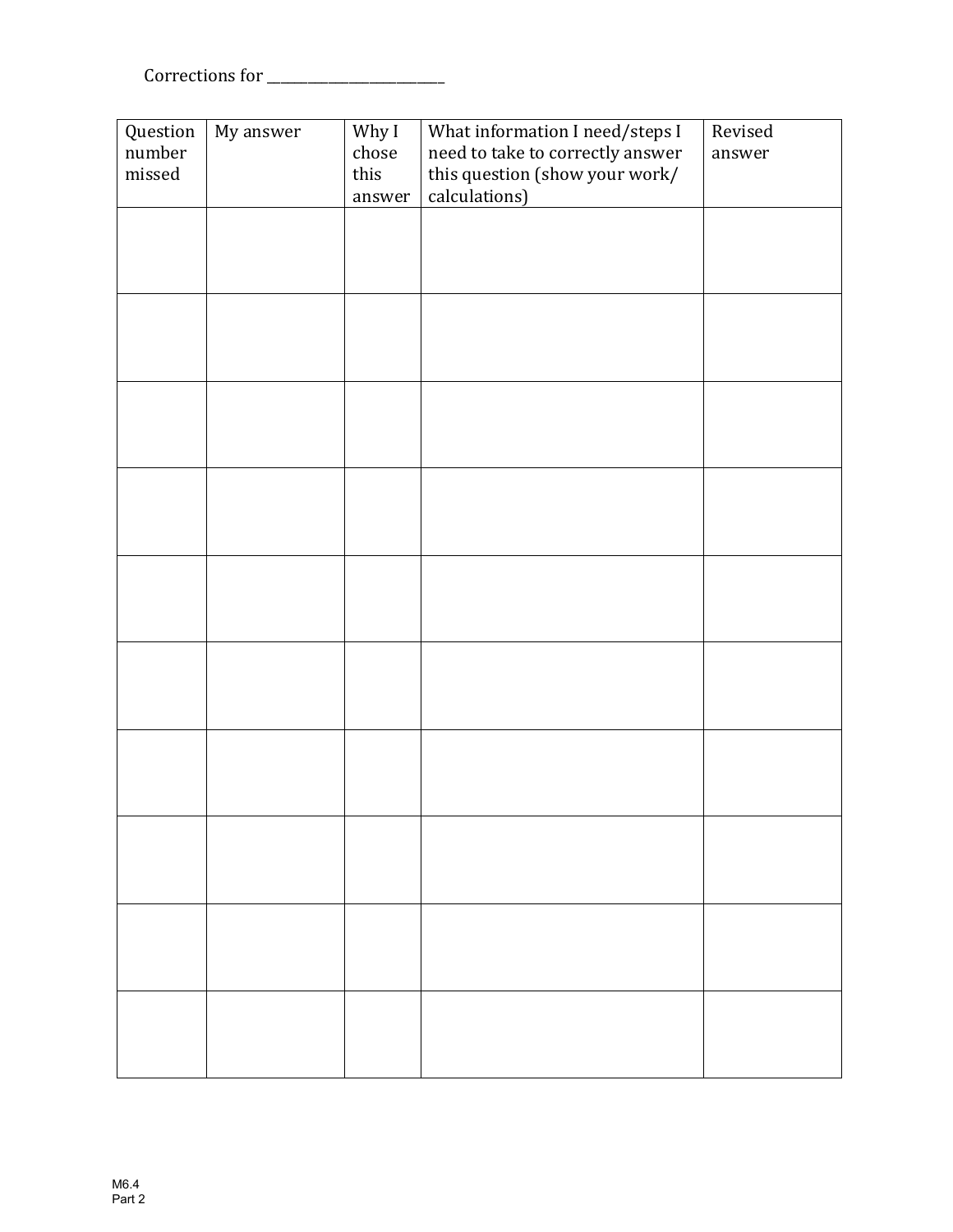Corrections for ___________________________

| Question number missed | My answer | Why I chose this answer | What information I need/steps I need to take to correctly answer this question (show your work/ calculations) | Revised answer |
|---|---|---|---|---|
| | | | | |
| | | | | |
| | | | | |
| | | | | |
| | | | | |
| | | | | |
| | | | | |
| | | | | |
| | | | | |
| | | | | |

M6.4
Part 2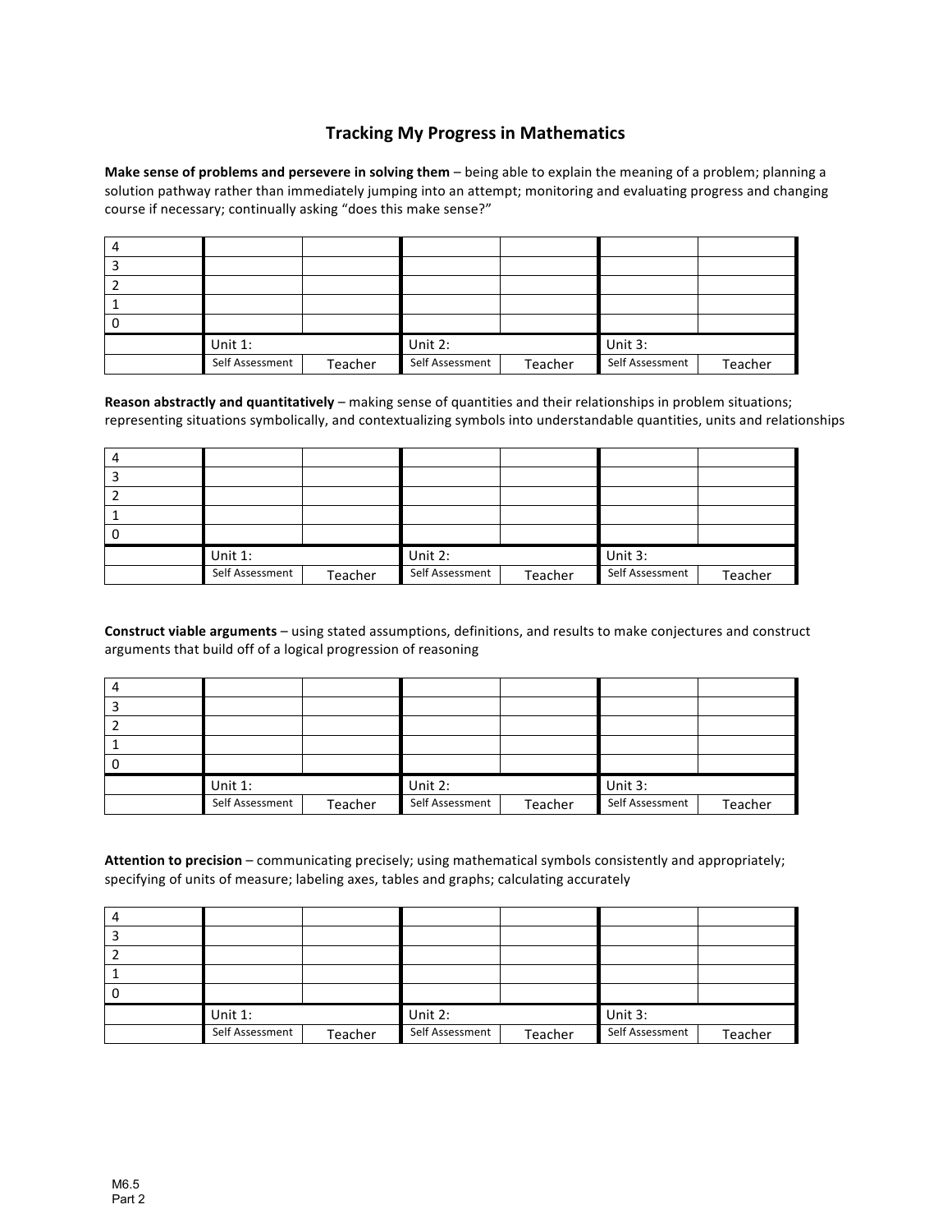## Tracking My Progress in Mathematics

**Make sense of problems and persevere in solving them** – being able to explain the meaning of a problem; planning a solution pathway rather than immediately jumping into an attempt; monitoring and evaluating progress and changing course if necessary; continually asking "does this make sense?"

| | | | | | | |
|---|---|---|---|---|---|---|
| 4 | | | | | | |
| 3 | | | | | | |
| 2 | | | | | | |
| 1 | | | | | | |
| 0 | | | | | | |
| | Unit 1: | | Unit 2: | | Unit 3: | |
| | Self Assessment | Teacher | Self Assessment | Teacher | Self Assessment | Teacher |

**Reason abstractly and quantitatively** – making sense of quantities and their relationships in problem situations; representing situations symbolically, and contextualizing symbols into understandable quantities, units and relationships

| | | | | | | |
|---|---|---|---|---|---|---|
| 4 | | | | | | |
| 3 | | | | | | |
| 2 | | | | | | |
| 1 | | | | | | |
| 0 | | | | | | |
| | Unit 1: | | Unit 2: | | Unit 3: | |
| | Self Assessment | Teacher | Self Assessment | Teacher | Self Assessment | Teacher |

**Construct viable arguments** – using stated assumptions, definitions, and results to make conjectures and construct arguments that build off of a logical progression of reasoning

| | | | | | | |
|---|---|---|---|---|---|---|
| 4 | | | | | | |
| 3 | | | | | | |
| 2 | | | | | | |
| 1 | | | | | | |
| 0 | | | | | | |
| | Unit 1: | | Unit 2: | | Unit 3: | |
| | Self Assessment | Teacher | Self Assessment | Teacher | Self Assessment | Teacher |

**Attention to precision** – communicating precisely; using mathematical symbols consistently and appropriately; specifying of units of measure; labeling axes, tables and graphs; calculating accurately

| | | | | | | |
|---|---|---|---|---|---|---|
| 4 | | | | | | |
| 3 | | | | | | |
| 2 | | | | | | |
| 1 | | | | | | |
| 0 | | | | | | |
| | Unit 1: | | Unit 2: | | Unit 3: | |
| | Self Assessment | Teacher | Self Assessment | Teacher | Self Assessment | Teacher |

M6.5
Part 2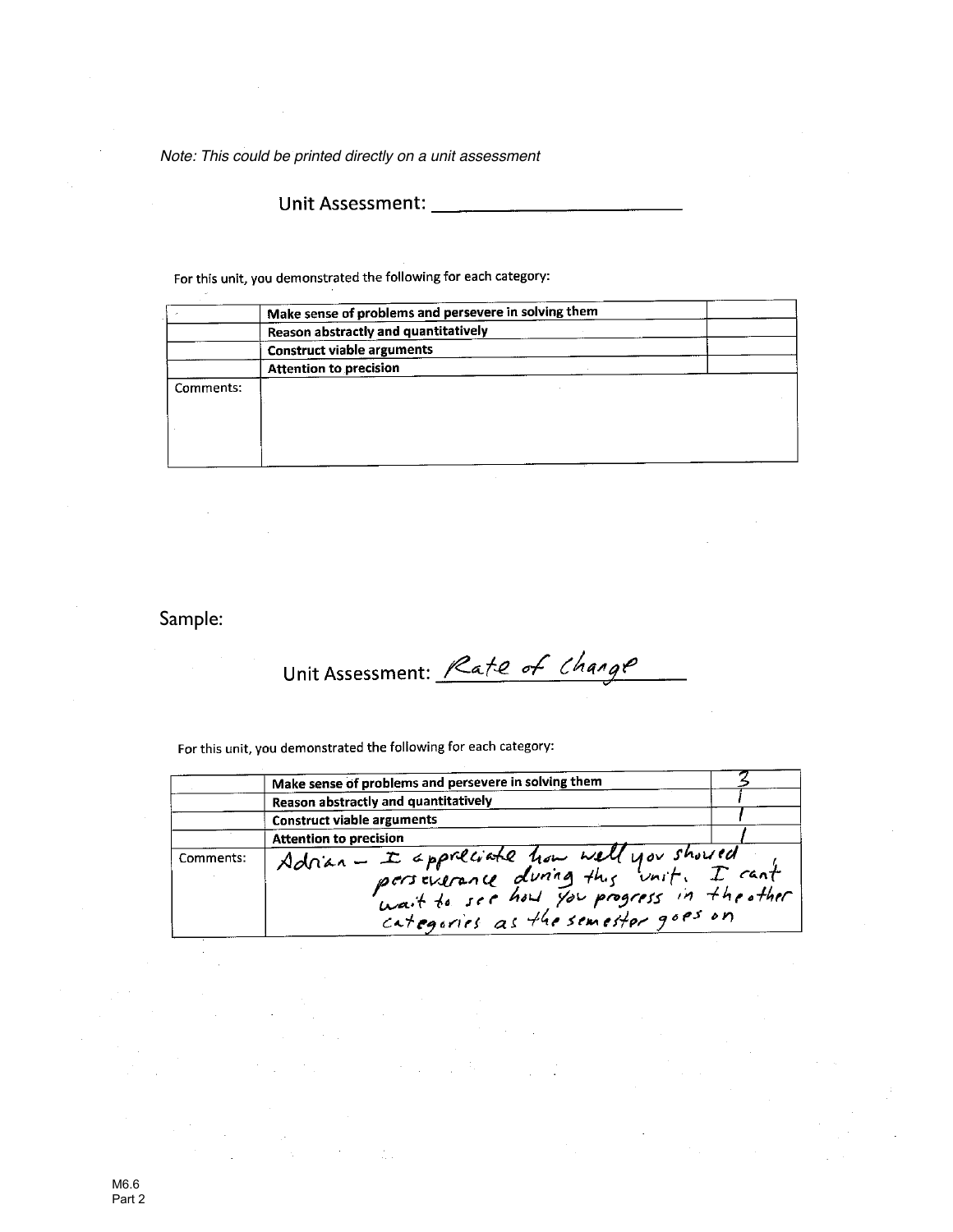*Note: This could be printed directly on a unit assessment*

Unit Assessment: ___________________________

For this unit, you demonstrated the following for each category:

| | | |
|---|---|---|
| | **Make sense of problems and persevere in solving them** | |
| | **Reason abstractly and quantitatively** | |
| | **Construct viable arguments** | |
| | **Attention to precision** | |
| Comments: | | |

## Sample:

Unit Assessment: Rate of Change

For this unit, you demonstrated the following for each category:

| | | |
|---|---|---|
| | **Make sense of problems and persevere in solving them** | 3 |
| | **Reason abstractly and quantitatively** | 1 |
| | **Construct viable arguments** | 1 |
| | **Attention to precision** | 1 |
| Comments: | Adrian – I appreciate how well you showed perseverance during this unit. I cant wait to see how you progress in the other categories as the semester goes on | |

M6.6
Part 2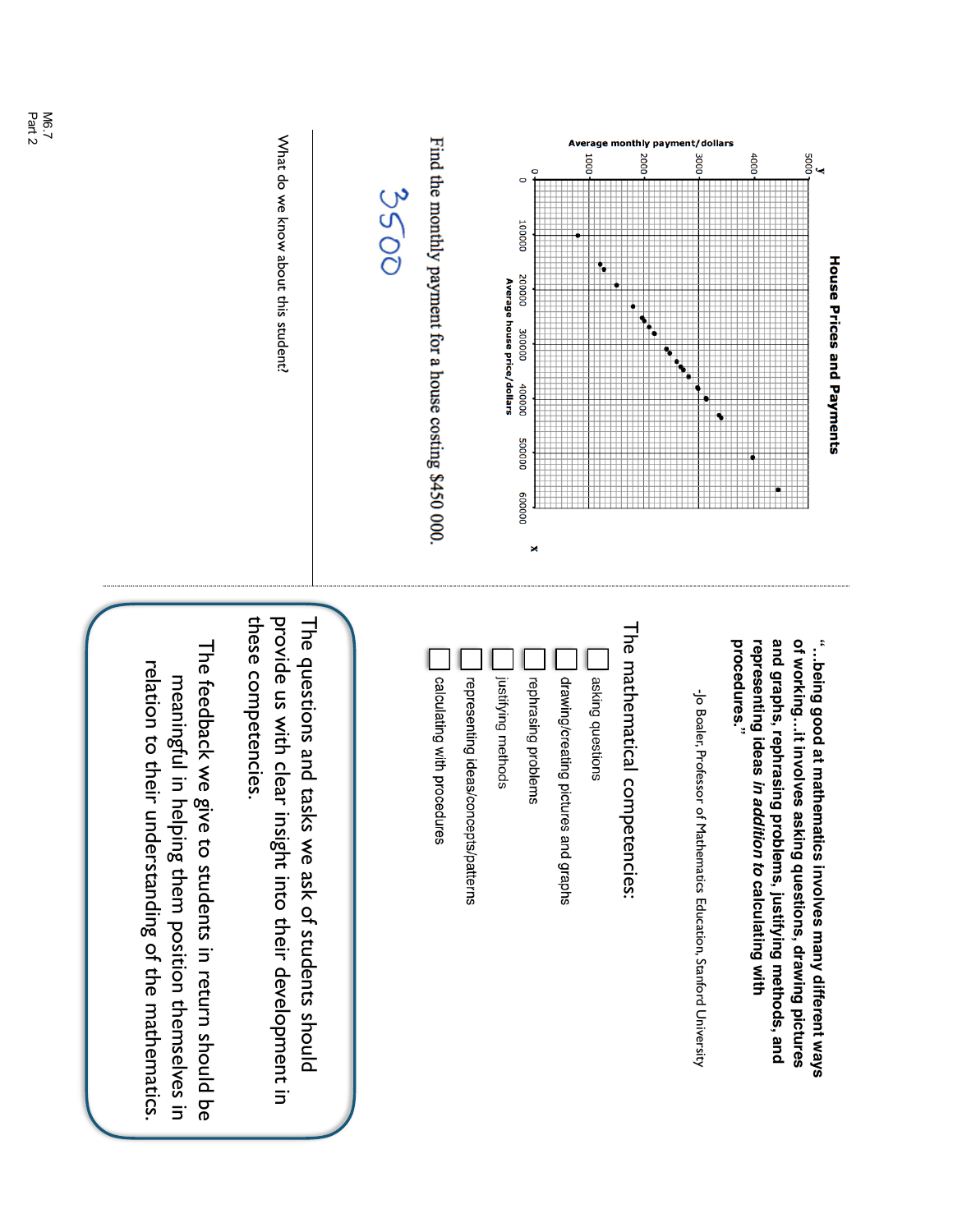## House Prices and Payments

Find the monthly payment for a house costing $450 000.

3500

What do we know about this student?

---

**"…being good at mathematics involves many different ways of working…it involves asking questions, drawing pictures and graphs, rephrasing problems, justifying methods, and representing ideas *in addition to* calculating with procedures."**

-Jo Boaler, Professor of Mathematics Education, Stanford University

The mathematical competencies:

- ☐ asking questions
- ☐ drawing/creating pictures and graphs
- ☐ rephrasing problems
- ☐ justifying methods
- ☐ representing ideas/concepts/patterns
- ☐ calculating with procedures

The questions and tasks we ask of students should provide us with clear insight into their development in these competencies.

The feedback we give to students in return should be meaningful in helping them position themselves in relation to their understanding of the mathematics.

M6.7
Part 2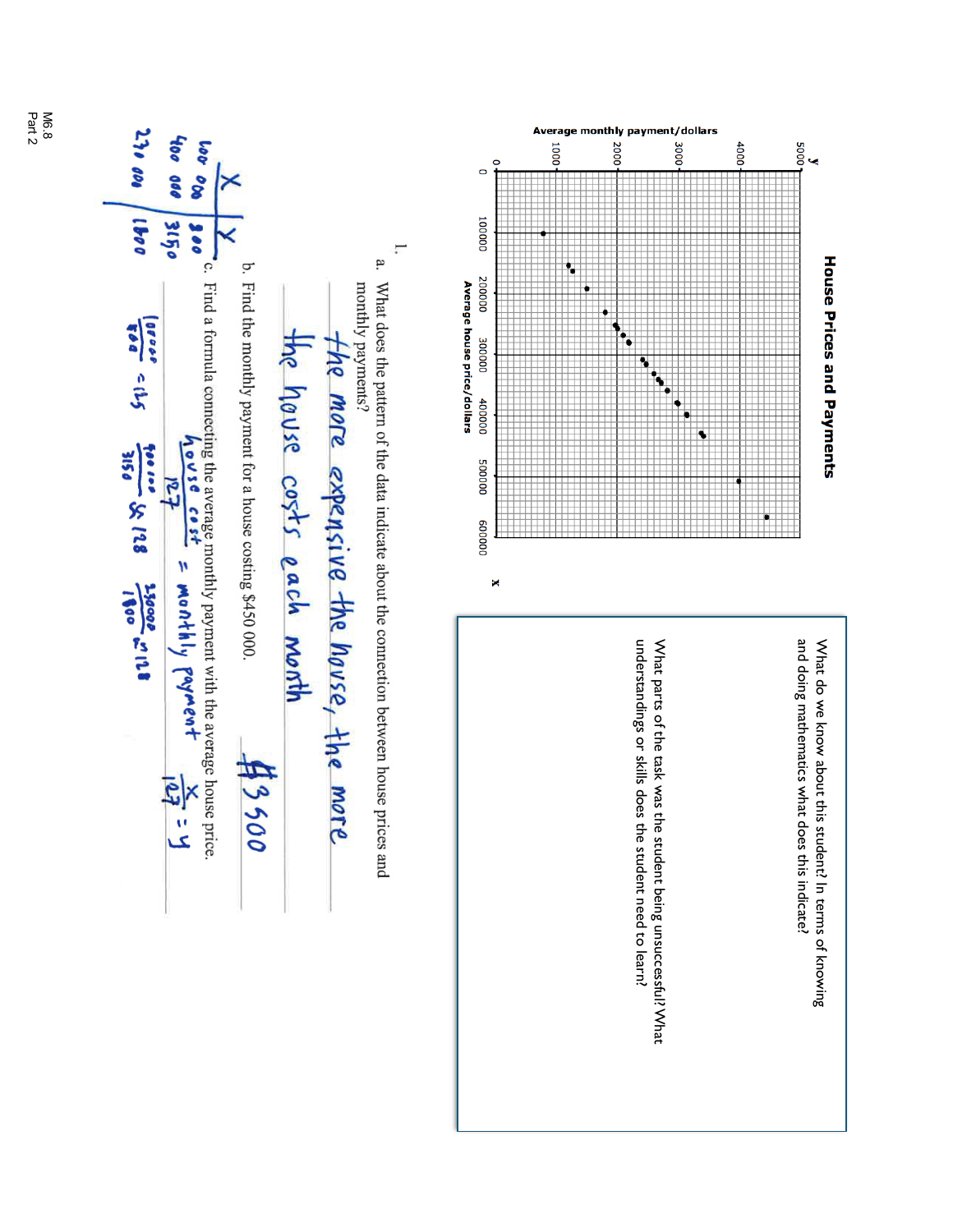## House Prices and Payments

Average monthly payment/dollars

Average house price/dollars

1.

a. What does the pattern of the data indicate about the connection between house prices and monthly payments?

the more expensive the house, the more the house costs each month

b. Find the monthly payment for a house costing $450 000.

$3500

c. Find a formula connecting the average monthly payment with the average house price.

$\frac{\text{house cost}}{127}$ = monthly payment  $\frac{x}{127} = y$

| X | Y |
|---|---|
| 100 000 | 800 |
| 400 000 | 3150 |
| 230 000 | 1800 |

$\frac{100000}{800} = 125$  $\frac{400000}{3150} \approx 128$  $\frac{230000}{1800} \approx 128$

What do we know about this student? In terms of knowing and doing mathematics what does this indicate?

What parts of the task was the student being unsuccessful? What understandings or skills does the student need to learn?

M6.8
Part 2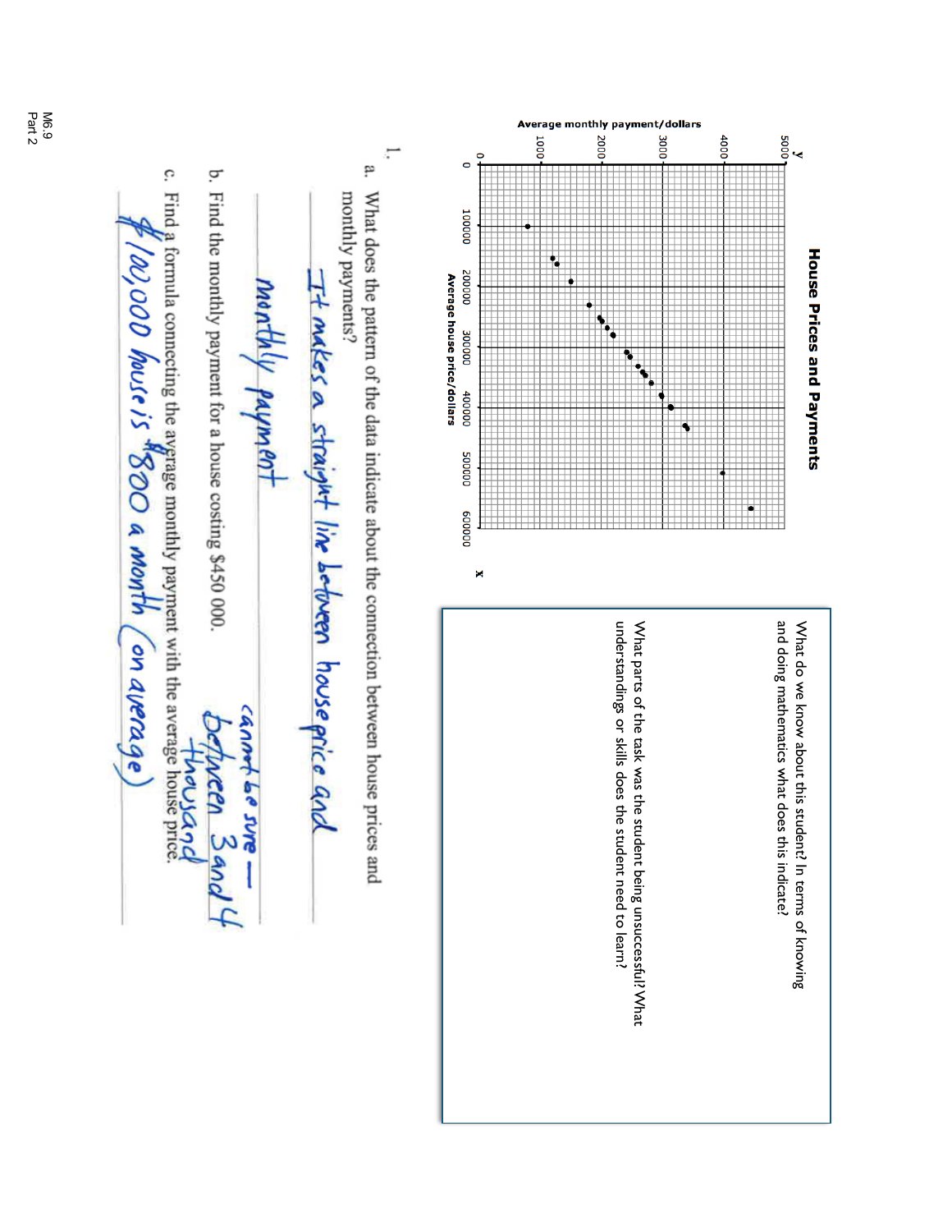## House Prices and Payments

Average monthly payment/dollars (y-axis: 0, 1000, 2000, 3000, 4000, 5000)

Average house price/dollars (x-axis: 0, 100000, 200000, 300000, 400000, 500000, 600000)

1.

a. What does the pattern of the data indicate about the connection between house prices and monthly payments?

*It makes a straight line between house price and monthly payment*

b. Find the monthly payment for a house costing $450 000.

*cannot be sure — between 3 and 4 thousand*

c. Find a formula connecting the average monthly payment with the average house price.

*$100,000 house is $800 a month (on average)*

What do we know about this student? In terms of knowing and doing mathematics what does this indicate?

What parts of the task was the student being unsuccessful? What understandings or skills does the student need to learn?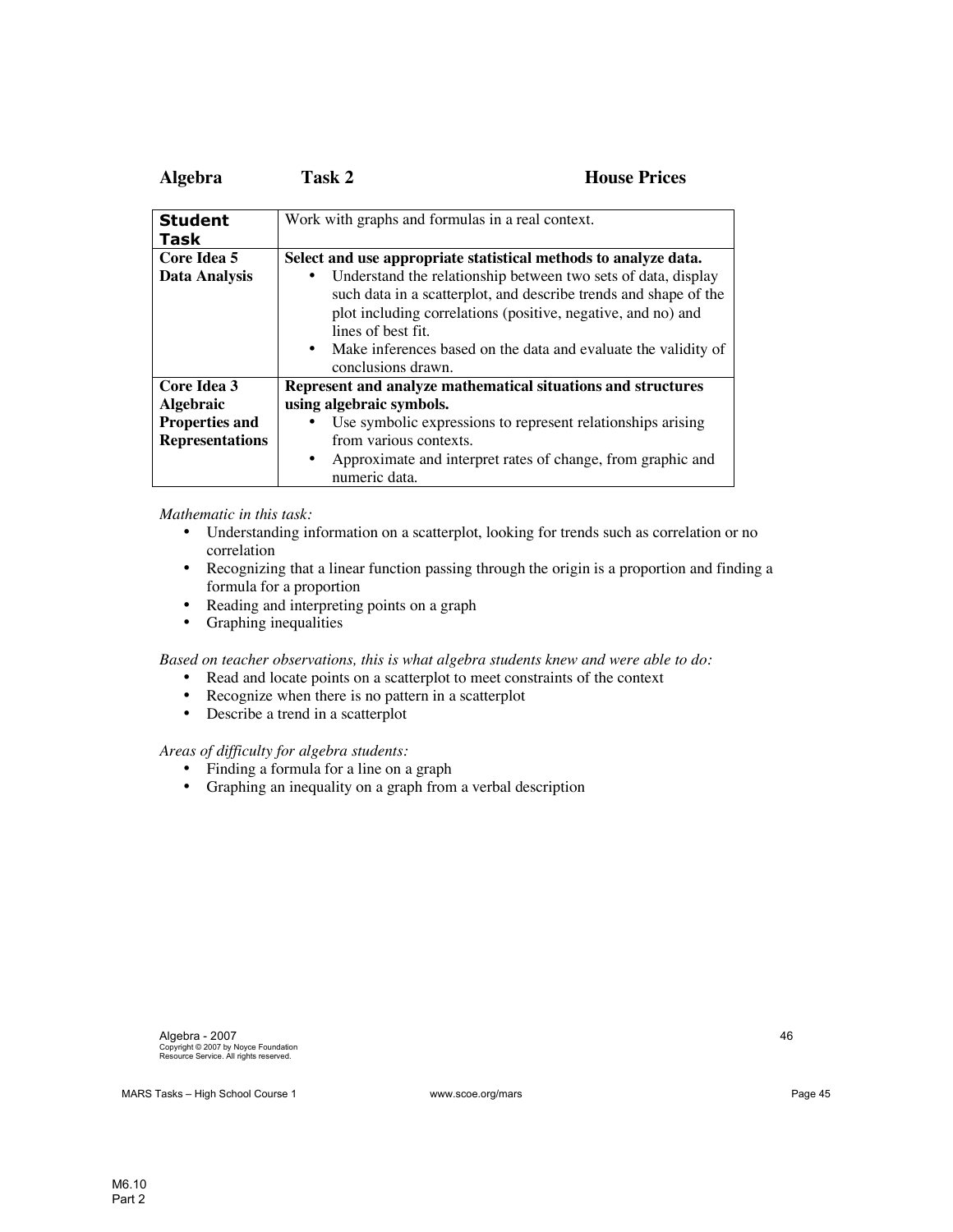# Algebra Task 2 House Prices

| Student Task | Work with graphs and formulas in a real context. |
| --- | --- |
| **Core Idea 5 Data Analysis** | **Select and use appropriate statistical methods to analyze data.**<br>• Understand the relationship between two sets of data, display such data in a scatterplot, and describe trends and shape of the plot including correlations (positive, negative, and no) and lines of best fit.<br>• Make inferences based on the data and evaluate the validity of conclusions drawn. |
| **Core Idea 3 Algebraic Properties and Representations** | **Represent and analyze mathematical situations and structures using algebraic symbols.**<br>• Use symbolic expressions to represent relationships arising from various contexts.<br>• Approximate and interpret rates of change, from graphic and numeric data. |

*Mathematic in this task:*

- Understanding information on a scatterplot, looking for trends such as correlation or no correlation
- Recognizing that a linear function passing through the origin is a proportion and finding a formula for a proportion
- Reading and interpreting points on a graph
- Graphing inequalities

*Based on teacher observations, this is what algebra students knew and were able to do:*

- Read and locate points on a scatterplot to meet constraints of the context
- Recognize when there is no pattern in a scatterplot
- Describe a trend in a scatterplot

*Areas of difficulty for algebra students:*

- Finding a formula for a line on a graph
- Graphing an inequality on a graph from a verbal description

Algebra - 2007
Copyright © 2007 by Noyce Foundation
Resource Service. All rights reserved.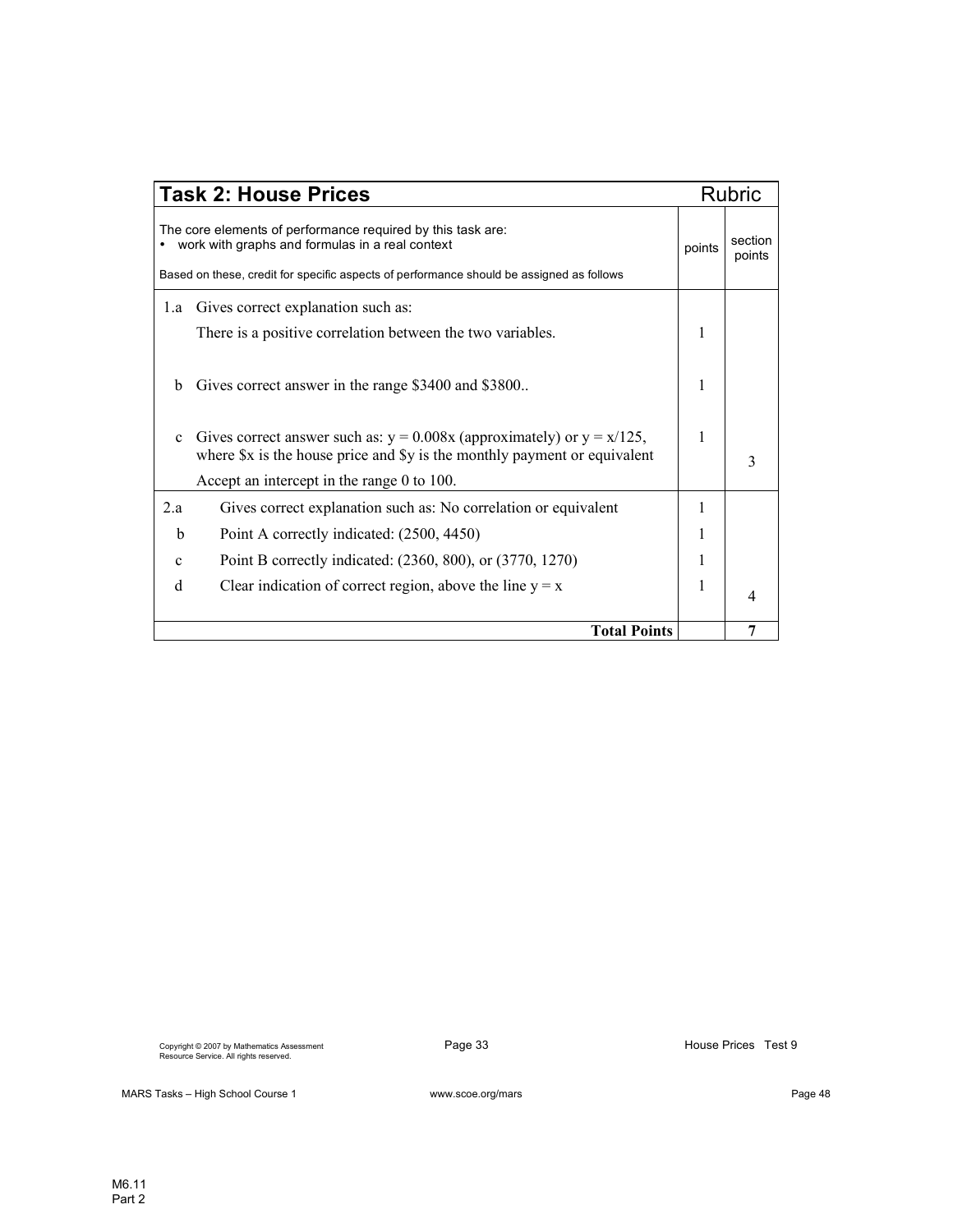| Task 2: House Prices | | Rubric |
|---|---|---|
| The core elements of performance required by this task are:<br>• work with graphs and formulas in a real context<br><br>Based on these, credit for specific aspects of performance should be assigned as follows | points | section points |
| 1.a Gives correct explanation such as:<br>There is a positive correlation between the two variables. | 1 | |
| b Gives correct answer in the range \$3400 and \$3800.. | 1 | |
| c Gives correct answer such as: $y = 0.008x$ (approximately) or $y = x/125$, where \$x is the house price and \$y is the monthly payment or equivalent<br>Accept an intercept in the range 0 to 100. | 1 | 3 |
| 2.a Gives correct explanation such as: No correlation or equivalent | 1 | |
| b Point A correctly indicated: (2500, 4450) | 1 | |
| c Point B correctly indicated: (2360, 800), or (3770, 1270) | 1 | |
| d Clear indication of correct region, above the line $y = x$ | 1 | 4 |
| **Total Points** | | **7** |

Copyright © 2007 by Mathematics Assessment Resource Service. All rights reserved.

M6.11
Part 2